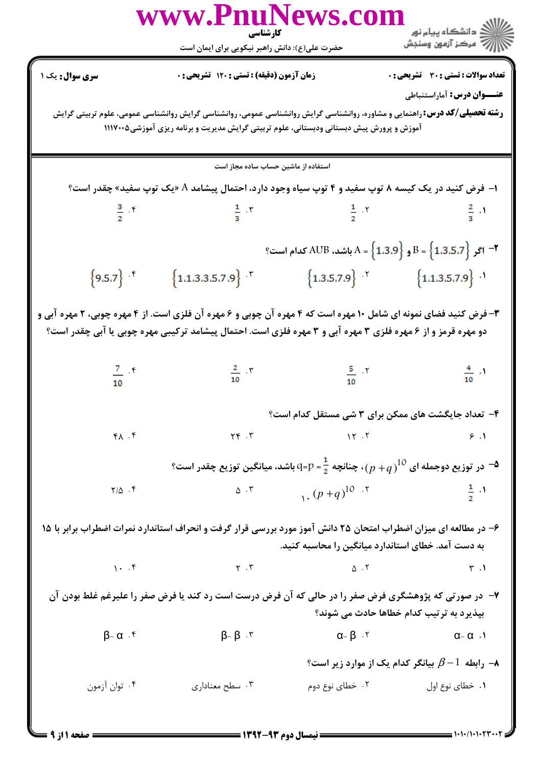**کارشناسی**

حضرت علی(ع): دانش راهبر نیکویی برای ایمان است

دانشگاه پیام نور
مرکز آزمون وسنجش

**سری سوال:** یک ۱ | **زمان آزمون (دقیقه) : تستی :** ۱۲۰ **تشریحی :** ۰ | **تعداد سوالات : تستی :** ۳۰ **تشریحی :** ۰

**عنـــوان درس:** آماراستنباطی

**رشته تحصیلی/کد درس:** راهنمایی و مشاوره، روانشناسی گرایش روانشناسی عمومی، روانشناسی گرایش روانشناسی عمومی، علوم تربیتی گرایش آموزش و پرورش پیش دبستانی ودبستانی، علوم تربیتی گرایش مدیریت و برنامه ریزی آموزشی۱۱۱۷۰۰۵

استفاده از ماشین حساب ساده مجاز است

۱- فرض کنید در یک کیسه ۸ توپ سفید و ۴ توپ سیاه وجود دارد، احتمال پیشامد A «یک توپ سفید» چقدر است؟

۱. $\frac{2}{3}$ ۲. $\frac{1}{2}$ ۳. $\frac{1}{3}$ ۴. $\frac{3}{2}$

۲- اگر $B=\{1,3,5,7\}$ و $A=\{1,3,9\}$ باشد، AUB کدام است؟

۱. $\{1,1,3,5,7,9\}$ ۲. $\{1,3,5,7,9\}$ ۳. $\{1,1,3,3,5,7,9\}$ ۴. $\{9,5,7\}$

۳- فرض کنید فضای نمونه ای شامل ۱۰ مهره است که ۴ مهره آن چوبی و ۶ مهره آن فلزی است. از ۴ مهره چوبی، ۲ مهره آبی و دو مهره قرمز و از ۶ مهره فلزی ۳ مهره آبی و ۳ مهره فلزی است. احتمال پیشامد ترکیبی مهره چوبی یا آبی چقدر است؟

۱. $\frac{4}{10}$ ۲. $\frac{5}{10}$ ۳. $\frac{2}{10}$ ۴. $\frac{7}{10}$

۴- تعداد جایگشت های ممکن برای ۳ شی مستقل کدام است؟

۱. ۶ ۲. ۱۲ ۳. ۲۴ ۴. ۴۸

۵- در توزیع دوجمله ای $(p+q)^{10}$، چنانچه $q=p=\frac{1}{2}$ باشد، میانگین توزیع چقدر است؟

۱. $\frac{1}{2}$ ۲. $(p+q)^{10}$ ۱۰ ۳. ۵ ۴. ۲/۵

۶- در مطالعه ای میزان اضطراب امتحان ۲۵ دانش آموز مورد بررسی قرار گرفت و انحراف استاندارد نمرات اضطراب برابر با ۱۵ به دست آمد. خطای استاندارد میانگین را محاسبه کنید.

۱. ۳ ۲. ۵ ۳. ۲ ۴. ۱۰

۷- در صورتی که پژوهشگری فرض صفر را در حالی که آن فرض درست است رد کند یا فرض صفر را علیرغم غلط بودن آن بپذیرد به ترتیب کدام خطاها حادث می شوند؟

۱. $\alpha$- $\alpha$ ۲. $\alpha$- $\beta$ ۳. $\beta$- $\beta$ ۴. $\beta$- $\alpha$

۸- رابطه $1-\beta$ بیانگر کدام یک از موارد زیر است؟

۱. خطای نوع اول ۲. خطای نوع دوم ۳. سطح معناداری ۴. توان آزمون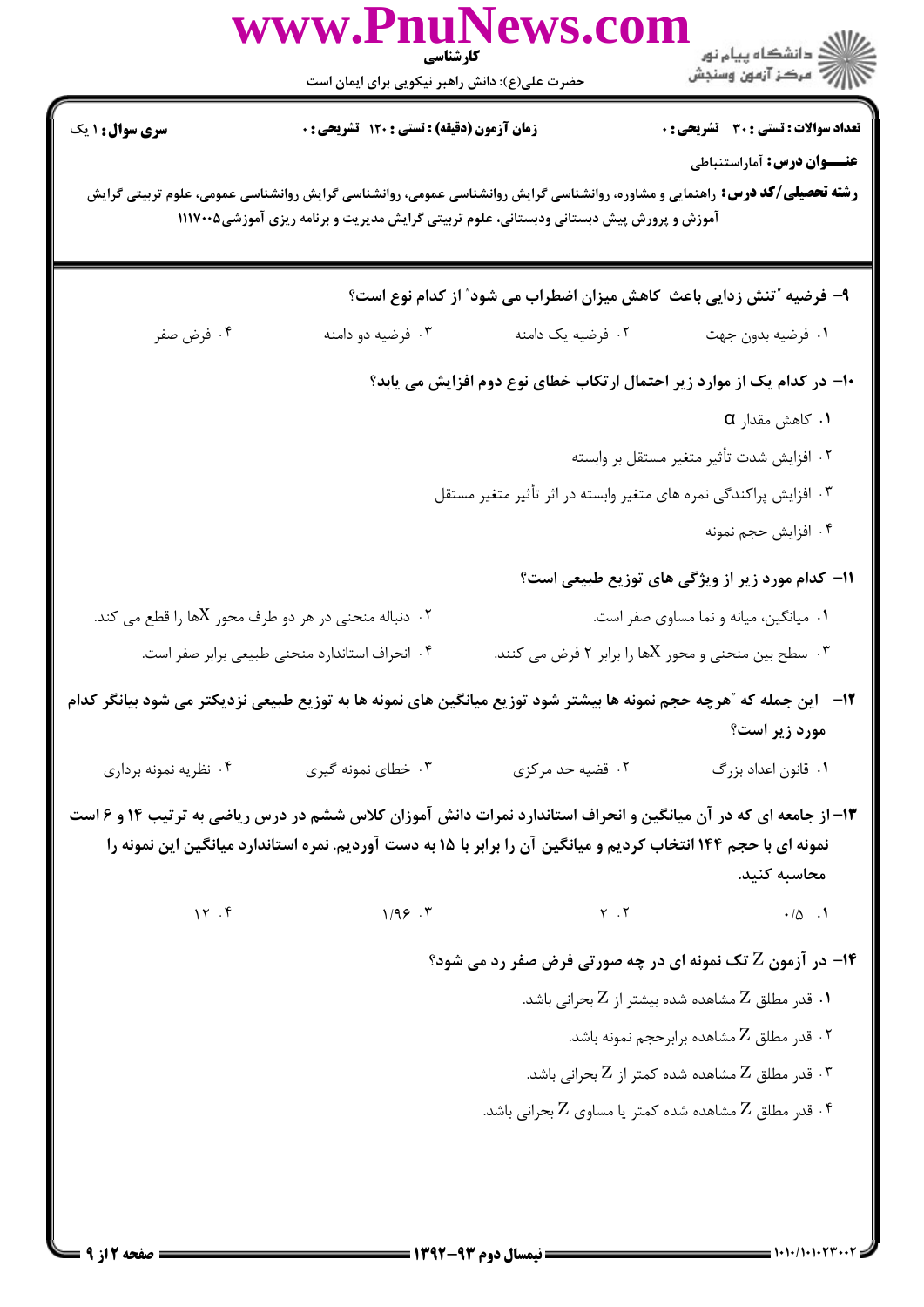**سری سوال:** ۱ یک | **زمان آزمون (دقیقه) : تستی :** ۱۲۰ **تشریحی :** ۰ | **تعداد سوالات : تستی :** ۳۰ **تشریحی :** ۰

**عنـــوان درس:** آماراستنباطی

**رشته تحصیلی/کد درس:** راهنمایی و مشاوره، روانشناسی گرایش روانشناسی عمومی، روانشناسی گرایش روانشناسی عمومی، علوم تربیتی گرایش آموزش و پرورش پیش دبستانی ودبستانی، علوم تربیتی گرایش مدیریت و برنامه ریزی آموزشی۱۱۱۷۰۰۵

---

**۹- فرضیه "تنش زدایی باعث کاهش میزان اضطراب می شود" از کدام نوع است؟**

۱. فرضیه بدون جهت

۲. فرضیه یک دامنه

۳. فرضیه دو دامنه

۴. فرض صفر

**۱۰- در کدام یک از موارد زیر احتمال ارتکاب خطای نوع دوم افزایش می یابد؟**

۱. کاهش مقدار $\alpha$

۲. افزایش شدت تأثیر متغیر مستقل بر وابسته

۳. افزایش پراکندگی نمره های متغیر وابسته در اثر تأثیر متغیر مستقل

۴. افزایش حجم نمونه

**۱۱- کدام مورد زیر از ویژگی های توزیع طبیعی است؟**

۱. میانگین، میانه و نما مساوی صفر است.

۲. دنباله منحنی در هر دو طرف محور Xها را قطع می کند.

۳. سطح بین منحنی و محور Xها را برابر ۲ فرض می کنند.

۴. انحراف استاندارد منحنی طبیعی برابر صفر است.

**۱۲- این جمله که "هرچه حجم نمونه ها بیشتر شود توزیع میانگین های نمونه ها به توزیع طبیعی نزدیکتر می شود بیانگر کدام مورد زیر است؟**

۱. قانون اعداد بزرگ

۲. قضیه حد مرکزی

۳. خطای نمونه گیری

۴. نظریه نمونه برداری

**۱۳- از جامعه ای که در آن میانگین و انحراف استاندارد نمرات دانش آموزان کلاس ششم در درس ریاضی به ترتیب ۱۴ و ۶ است نمونه ای با حجم ۱۴۴ انتخاب کردیم و میانگین آن را برابر با ۱۵ به دست آوردیم. نمره استاندارد میانگین این نمونه را محاسبه کنید.**

۱. ۰/۵

۲. ۲

۳. ۱/۹۶

۴. ۱۲

**۱۴- در آزمون Z تک نمونه ای در چه صورتی فرض صفر رد می شود؟**

۱. قدر مطلق Z مشاهده شده بیشتر از Z بحرانی باشد.

۲. قدر مطلق Z مشاهده شده برابرحجم نمونه باشد.

۳. قدر مطلق Z مشاهده شده کمتر از Z بحرانی باشد.

۴. قدر مطلق Z مشاهده شده کمتر یا مساوی Z بحرانی باشد.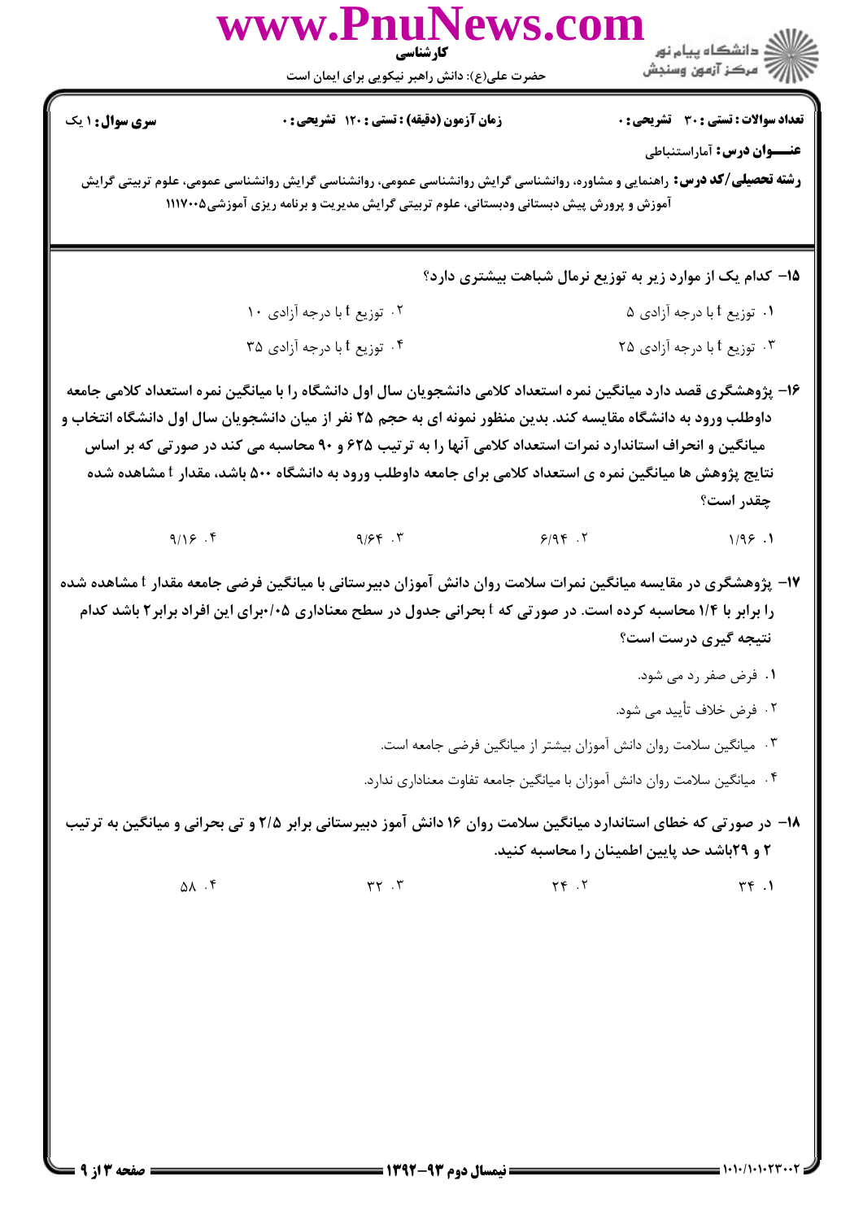**تعداد سوالات : تستی : ۳۰ تشریحی : ۰** | **زمان آزمون (دقیقه) : تستی : ۱۲۰ تشریحی : ۰** | **سری سوال : ۱ یک**

**عنـــوان درس:** آماراستنباطی

**رشته تحصیلی/کد درس:** راهنمایی و مشاوره، روانشناسی گرایش روانشناسی عمومی، روانشناسی گرایش روانشناسی عمومی، علوم تربیتی گرایش آموزش و پرورش پیش دبستانی ودبستانی، علوم تربیتی گرایش مدیریت و برنامه ریزی آموزشی۱۱۱۷۰۰۵

**۱۵- کدام یک از موارد زیر به توزیع نرمال شباهت بیشتری دارد؟**

۱. توزیع t با درجه آزادی ۵

۲. توزیع t با درجه آزادی ۱۰

۳. توزیع t با درجه آزادی ۲۵

۴. توزیع t با درجه آزادی ۳۵

**۱۶- پژوهشگری قصد دارد میانگین نمره استعداد کلامی دانشجویان سال اول دانشگاه را با میانگین نمره استعداد کلامی جامعه داوطلب ورود به دانشگاه مقایسه کند. بدین منظور نمونه ای به حجم ۲۵ نفر از میان دانشجویان سال اول دانشگاه انتخاب و میانگین و انحراف استاندارد نمرات استعداد کلامی آنها را به ترتیب ۶۲۵ و ۹۰ محاسبه می کند در صورتی که بر اساس نتایج پژوهش ها میانگین نمره ی استعداد کلامی برای جامعه داوطلب ورود به دانشگاه ۵۰۰ باشد، مقدار t مشاهده شده چقدر است؟**

۱. ۱/۹۶

۲. ۶/۹۴

۳. ۹/۶۴

۴. ۹/۱۶

**۱۷- پژوهشگری در مقایسه میانگین نمرات سلامت روان دانش آموزان دبیرستانی با میانگین فرضی جامعه مقدار t مشاهده شده را برابر با ۱/۴ محاسبه کرده است. در صورتی که t بحرانی جدول در سطح معناداری ۰/۰۵برای این افراد برابر۲ باشد کدام نتیجه گیری درست است؟**

۱. فرض صفر رد می شود.

۲. فرض خلاف تأیید می شود.

۳. میانگین سلامت روان دانش آموزان بیشتر از میانگین فرضی جامعه است.

۴. میانگین سلامت روان دانش آموزان با میانگین جامعه تفاوت معناداری ندارد.

**۱۸- در صورتی که خطای استاندارد میانگین سلامت روان ۱۶ دانش آموز دبیرستانی برابر ۲/۵ و تی بحرانی و میانگین به ترتیب ۲ و ۲۹باشد حد پایین اطمینان را محاسبه کنید.**

۱. ۳۴

۲. ۲۴

۳. ۳۲

۴. ۵۸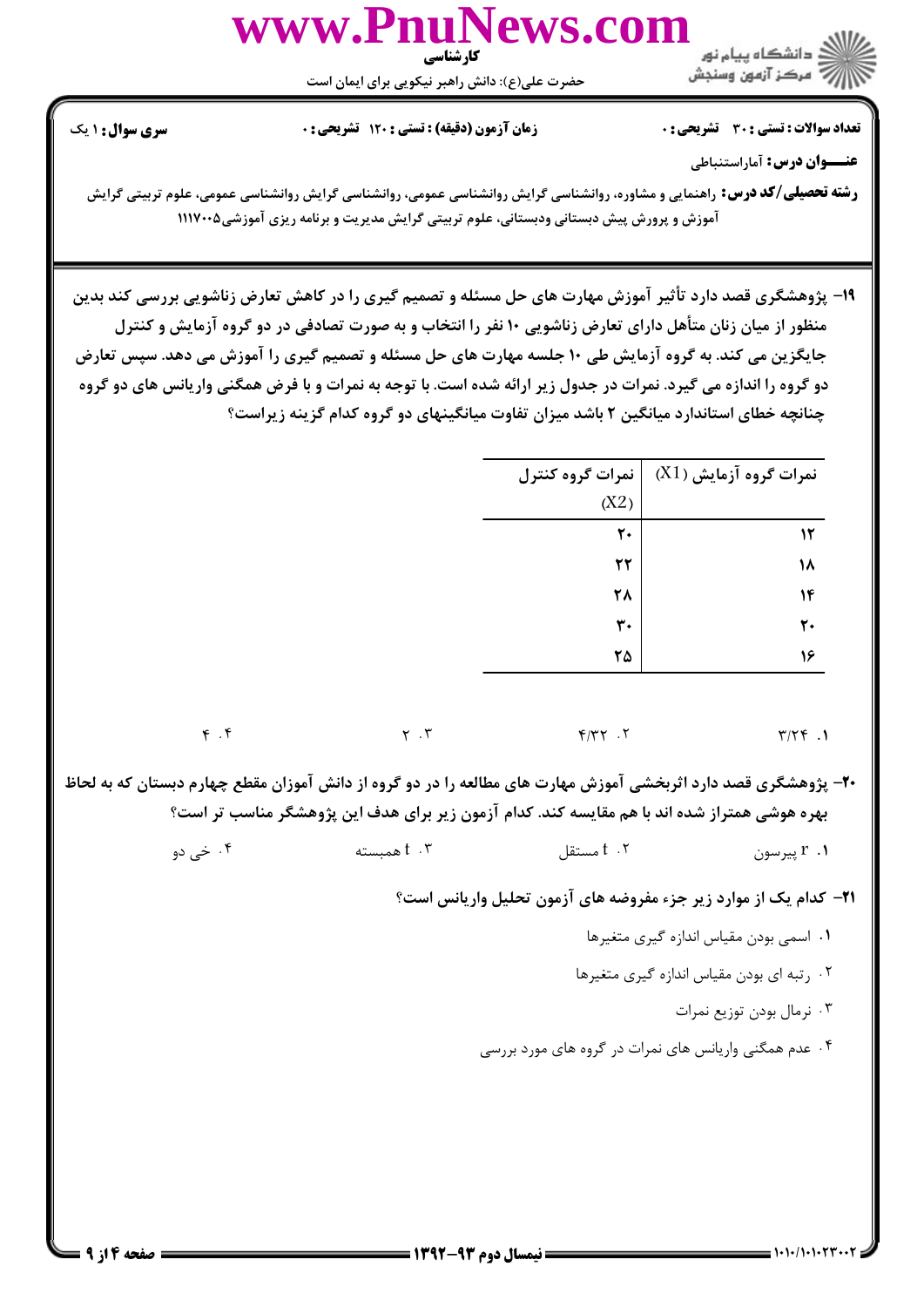**تعداد سوالات : تستی : ۳۰ تشریحی : ۰**　　**زمان آزمون (دقیقه) : تستی : ۱۲۰ تشریحی : ۰**　　**سری سوال : ۱ یک**

**عنـــوان درس:** آماراستنباطی

**رشته تحصیلی/کد درس:** راهنمایی و مشاوره، روانشناسی گرایش روانشناسی عمومی، روانشناسی گرایش روانشناسی عمومی، علوم تربیتی گرایش آموزش و پرورش پیش دبستانی ودبستانی، علوم تربیتی گرایش مدیریت و برنامه ریزی آموزشی۱۱۱۷۰۰۵

**۱۹-** پژوهشگری قصد دارد تأثیر آموزش مهارت های حل مسئله و تصمیم گیری را در کاهش تعارض زناشویی بررسی کند بدین منظور از میان زنان متأهل دارای تعارض زناشویی ۱۰ نفر را انتخاب و به صورت تصادفی در دو گروه آزمایش و کنترل جایگزین می کند. به گروه آزمایش طی ۱۰ جلسه مهارت های حل مسئله و تصمیم گیری را آموزش می دهد. سپس تعارض دو گروه را اندازه می گیرد. نمرات در جدول زیر ارائه شده است. با توجه به نمرات و با فرض همگنی واریانس های دو گروه چنانچه خطای استاندارد میانگین ۲ باشد میزان تفاوت میانگینهای دو گروه کدام گزینه زیراست؟

| نمرات گروه آزمایش ($X1$) | نمرات گروه کنترل ($X2$) |
|---|---|
| ۱۲ | ۲۰ |
| ۱۸ | ۲۲ |
| ۱۴ | ۲۸ |
| ۲۰ | ۳۰ |
| ۱۶ | ۲۵ |

۱. ۳/۲۴　　۲. ۴/۳۲　　۳. ۲　　۴. ۴

**۲۰-** پژوهشگری قصد دارد اثربخشی آموزش مهارت های مطالعه را در دو گروه از دانش آموزان مقطع چهارم دبستان که به لحاظ بهره هوشی همتراز شده اند با هم مقایسه کند. کدام آزمون زیر برای هدف این پژوهشگر مناسب تر است؟

۱. $r$ پیرسون　　۲. $t$ مستقل　　۳. $t$ همبسته　　۴. خی دو

**۲۱-** کدام یک از موارد زیر جزء مفروضه های آزمون تحلیل واریانس است؟

۱. اسمی بودن مقیاس اندازه گیری متغیرها

۲. رتبه ای بودن مقیاس اندازه گیری متغیرها

۳. نرمال بودن توزیع نمرات

۴. عدم همگنی واریانس های نمرات در گروه های مورد بررسی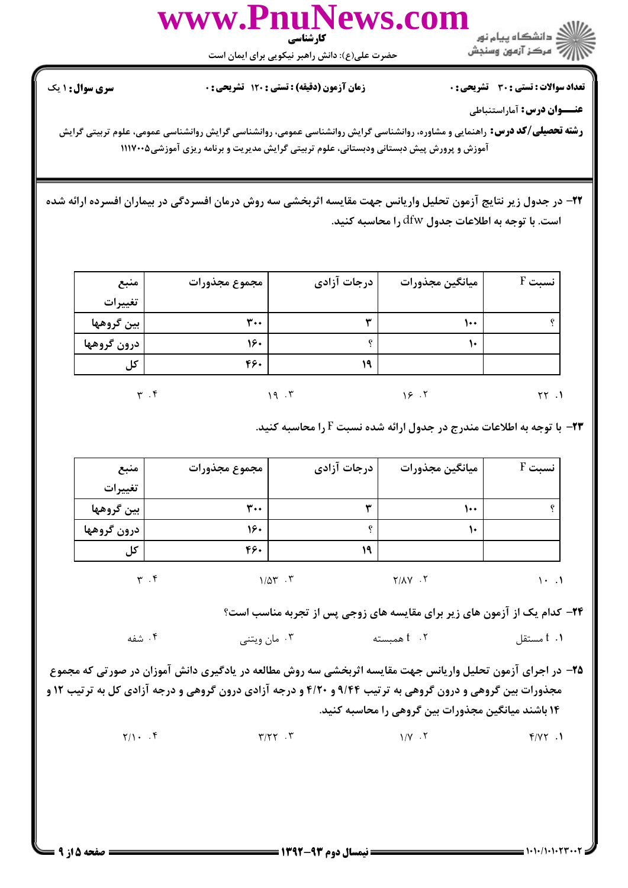**تعداد سوالات : تستی : ۳۰ تشریحی : ۰** **زمان آزمون (دقیقه) : تستی : ۱۲۰ تشریحی : ۰** **سری سوال : ۱ یک**

**عنـــوان درس :** آماراستنباطی

**رشته تحصیلی/کد درس :** راهنمایی و مشاوره، روانشناسی گرایش روانشناسی عمومی، روانشناسی گرایش روانشناسی عمومی، علوم تربیتی گرایش آموزش و پرورش پیش دبستانی ودبستانی، علوم تربیتی گرایش مدیریت و برنامه ریزی آموزشی۱۱۱۷۰۰۵

**۲۲- در جدول زیر نتایج آزمون تحلیل واریانس جهت مقایسه اثربخشی سه روش درمان افسردگی در بیماران افسرده ارائه شده است. با توجه به اطلاعات جدول dfw را محاسبه کنید.**

| منبع تغییرات | مجموع مجذورات | درجات آزادی | میانگین مجذورات | نسبت F |
|---|---|---|---|---|
| بین گروهها | ۳۰۰ | ۳ | ۱۰۰ | ؟ |
| درون گروهها | ۱۶۰ | ؟ | ۱۰ | |
| کل | ۴۶۰ | ۱۹ | | |

۱. ۲۲  ۲. ۱۶  ۳. ۱۹  ۴. ۳

**۲۳- با توجه به اطلاعات مندرج در جدول ارائه شده نسبت F را محاسبه کنید.**

| منبع تغییرات | مجموع مجذورات | درجات آزادی | میانگین مجذورات | نسبت F |
|---|---|---|---|---|
| بین گروهها | ۳۰۰ | ۳ | ۱۰۰ | ؟ |
| درون گروهها | ۱۶۰ | ؟ | ۱۰ | |
| کل | ۴۶۰ | ۱۹ | | |

۱. ۱۰  ۲. ۲/۸۷  ۳. ۱/۵۳  ۴. ۳

**۲۴- کدام یک از آزمون های زیر برای مقایسه های زوجی پس از تجربه مناسب است؟**

۱. t مستقل  ۲. t همبسته  ۳. مان ویتنی  ۴. شفه

**۲۵- در اجرای آزمون تحلیل واریانس جهت مقایسه اثربخشی سه روش مطالعه در یادگیری دانش آموزان در صورتی که مجموع مجذورات بین گروهی و درون گروهی به ترتیب ۹/۴۴ و ۴/۲۰ و درجه آزادی درون گروهی و درجه آزادی کل به ترتیب ۱۲ و ۱۴ باشند میانگین مجذورات بین گروهی را محاسبه کنید.**

۱. ۴/۷۲  ۲. ۱/۷  ۳. ۳/۲۲  ۴. ۲/۱۰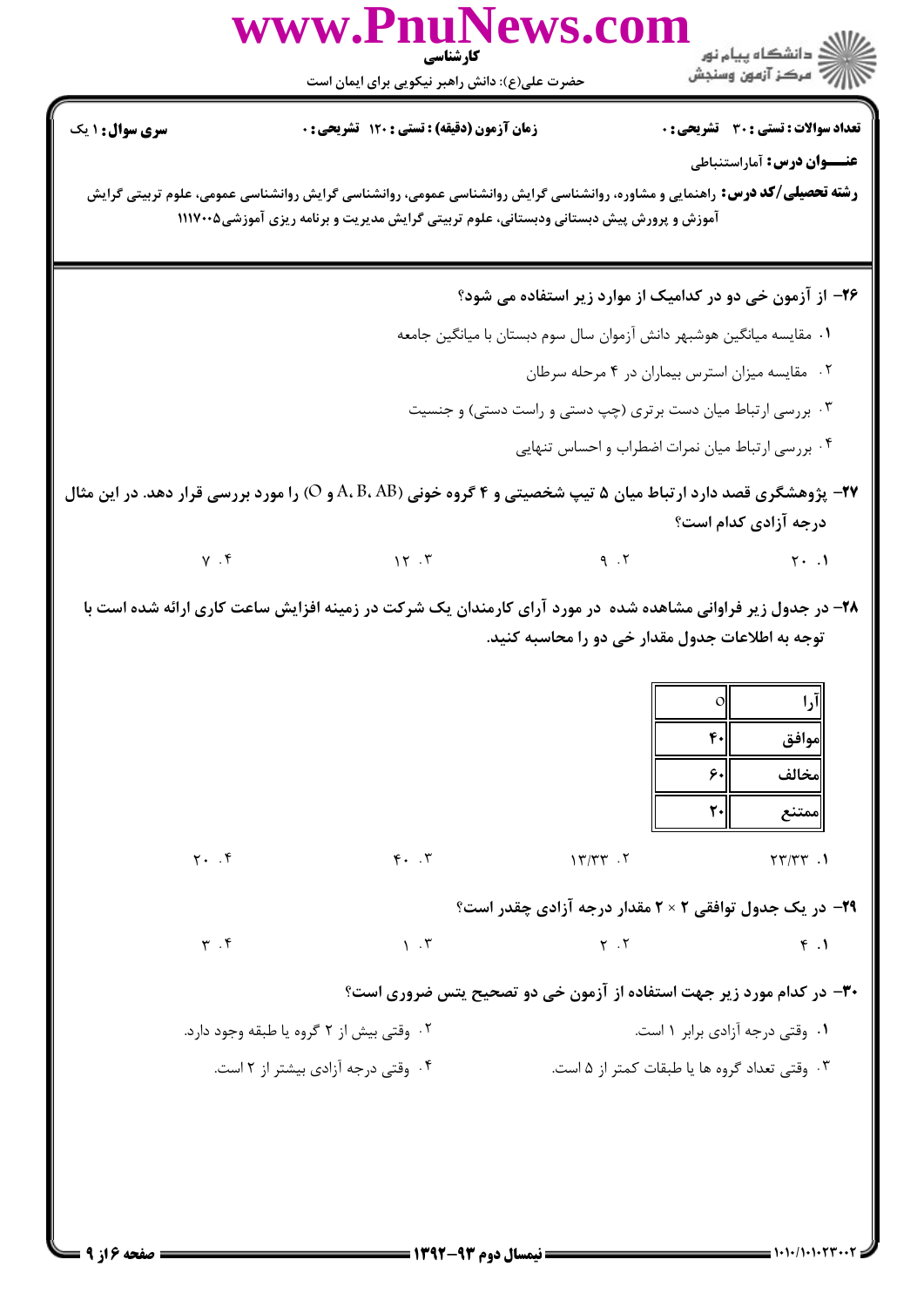**تعداد سوالات : تستی : ۳۰ تشریحی : ۰** | **زمان آزمون (دقیقه) : تستی : ۱۲۰ تشریحی : ۰** | **سری سوال : ۱ یک**

**عنـــوان درس:** آماراستنباطی

**رشته تحصیلی/کد درس:** راهنمایی و مشاوره، روانشناسی گرایش روانشناسی عمومی، روانشناسی گرایش روانشناسی عمومی، علوم تربیتی گرایش آموزش و پرورش پیش دبستانی ودبستانی، علوم تربیتی گرایش مدیریت و برنامه ریزی آموزشی۱۱۱۷۰۰۵

**۲۶- از آزمون خی دو در کدامیک از موارد زیر استفاده می شود؟**

۱. مقایسه میانگین هوشبهر دانش آزموان سال سوم دبستان با میانگین جامعه

۲. مقایسه میزان استرس بیماران در ۴ مرحله سرطان

۳. بررسی ارتباط میان دست برتری (چپ دستی و راست دستی) و جنسیت

۴. بررسی ارتباط میان نمرات اضطراب و احساس تنهایی

**۲۷- پژوهشگری قصد دارد ارتباط میان ۵ تیپ شخصیتی و ۴ گروه خونی (A، B، AB و O) را مورد بررسی قرار دهد. در این مثال درجه آزادی کدام است؟**

۱. ۲۰ &nbsp;&nbsp;&nbsp; ۲. ۹ &nbsp;&nbsp;&nbsp; ۳. ۱۲ &nbsp;&nbsp;&nbsp; ۴. ۷

**۲۸- در جدول زیر فراوانی مشاهده شده در مورد آرای کارمندان یک شرکت در زمینه افزایش ساعت کاری ارائه شده است با توجه به اطلاعات جدول مقدار خی دو را محاسبه کنید.**

| آرا | O |
|---|---|
| موافق | ۴۰ |
| مخالف | ۶۰ |
| ممتنع | ۲۰ |

۱. ۲۳/۳۳ &nbsp;&nbsp;&nbsp; ۲. ۱۳/۳۳ &nbsp;&nbsp;&nbsp; ۳. ۴۰ &nbsp;&nbsp;&nbsp; ۴. ۲۰

**۲۹- در یک جدول توافقی ۲ × ۲ مقدار درجه آزادی چقدر است؟**

۱. ۴ &nbsp;&nbsp;&nbsp; ۲. ۲ &nbsp;&nbsp;&nbsp; ۳. ۱ &nbsp;&nbsp;&nbsp; ۴. ۳

**۳۰- در کدام مورد زیر جهت استفاده از آزمون خی دو تصحیح یتس ضروری است؟**

۱. وقتی درجه آزادی برابر ۱ است.

۲. وقتی بیش از ۲ گروه یا طبقه وجود دارد.

۳. وقتی تعداد گروه ها یا طبقات کمتر از ۵ است.

۴. وقتی درجه آزادی بیشتر از ۲ است.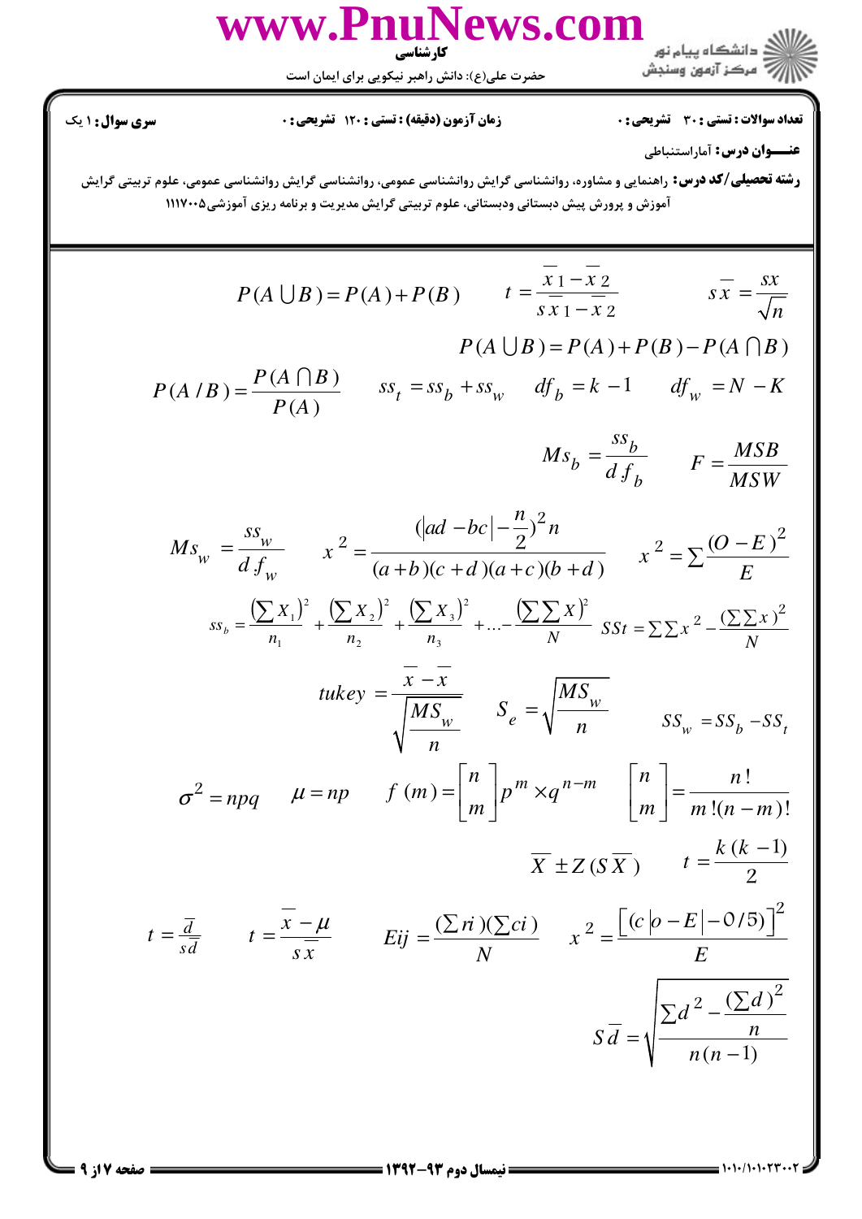**سری سوال:** ۱ یک

**زمان آزمون (دقیقه) : تستی :** ۱۲۰ **تشریحی :** ۰

**تعداد سوالات : تستی :** ۳۰ **تشریحی :** ۰

**عنــوان درس:** آماراستنباطی

**رشته تحصیلی/کد درس:** راهنمایی و مشاوره، روانشناسی گرایش روانشناسی عمومی، روانشناسی گرایش روانشناسی عمومی، علوم تربیتی گرایش آموزش و پرورش پیش دبستانی ودبستانی، علوم تربیتی گرایش مدیریت و برنامه ریزی آموزشی۱۱۱۷۰۰۵

---

$$P(A \cup B) = P(A) + P(B) \qquad t = \frac{\overline{x}_1 - \overline{x}_2}{s_{\overline{x}_1 - \overline{x}_2}} \qquad s_{\overline{x}} = \frac{sx}{\sqrt{n}}$$

$$P(A \cup B) = P(A) + P(B) - P(A \cap B)$$

$$P(A/B) = \frac{P(A \cap B)}{P(A)} \qquad ss_t = ss_b + ss_w \qquad df_b = k - 1 \qquad df_w = N - K$$

$$Ms_b = \frac{ss_b}{df_b} \qquad F = \frac{MSB}{MSW}$$

$$Ms_w = \frac{ss_w}{df_w} \qquad x^2 = \frac{(|ad - bc| - \frac{n}{2})^2 n}{(a+b)(c+d)(a+c)(b+d)} \qquad x^2 = \sum \frac{(O-E)^2}{E}$$

$$ss_b = \frac{(\sum X_1)^2}{n_1} + \frac{(\sum X_2)^2}{n_2} + \frac{(\sum X_3)^2}{n_3} + \ldots - \frac{(\sum\sum X)^2}{N} \qquad SSt = \sum\sum x^2 - \frac{(\sum\sum x)^2}{N}$$

$$tukey = \frac{\overline{x} - \overline{x}}{\sqrt{\frac{MS_w}{n}}} \qquad S_e = \sqrt{\frac{MS_w}{n}} \qquad SS_w = SS_b - SS_t$$

$$\sigma^2 = npq \qquad \mu = np \qquad f(m) = \begin{bmatrix} n \\ m \end{bmatrix} p^m \times q^{n-m} \qquad \begin{bmatrix} n \\ m \end{bmatrix} = \frac{n!}{m!(n-m)!}$$

$$\overline{X} \pm Z(S\overline{X}) \qquad t = \frac{k(k-1)}{2}$$

$$t = \frac{\overline{d}}{s\overline{d}} \qquad t = \frac{\overline{x} - \mu}{s\overline{x}} \qquad Eij = \frac{(\sum ri)(\sum ci)}{N} \qquad x^2 = \frac{\left[(c|o - E| - 0/5)\right]^2}{E}$$

$$S\overline{d} = \sqrt{\frac{\sum d^2 - \frac{(\sum d)^2}{n}}{n(n-1)}}$$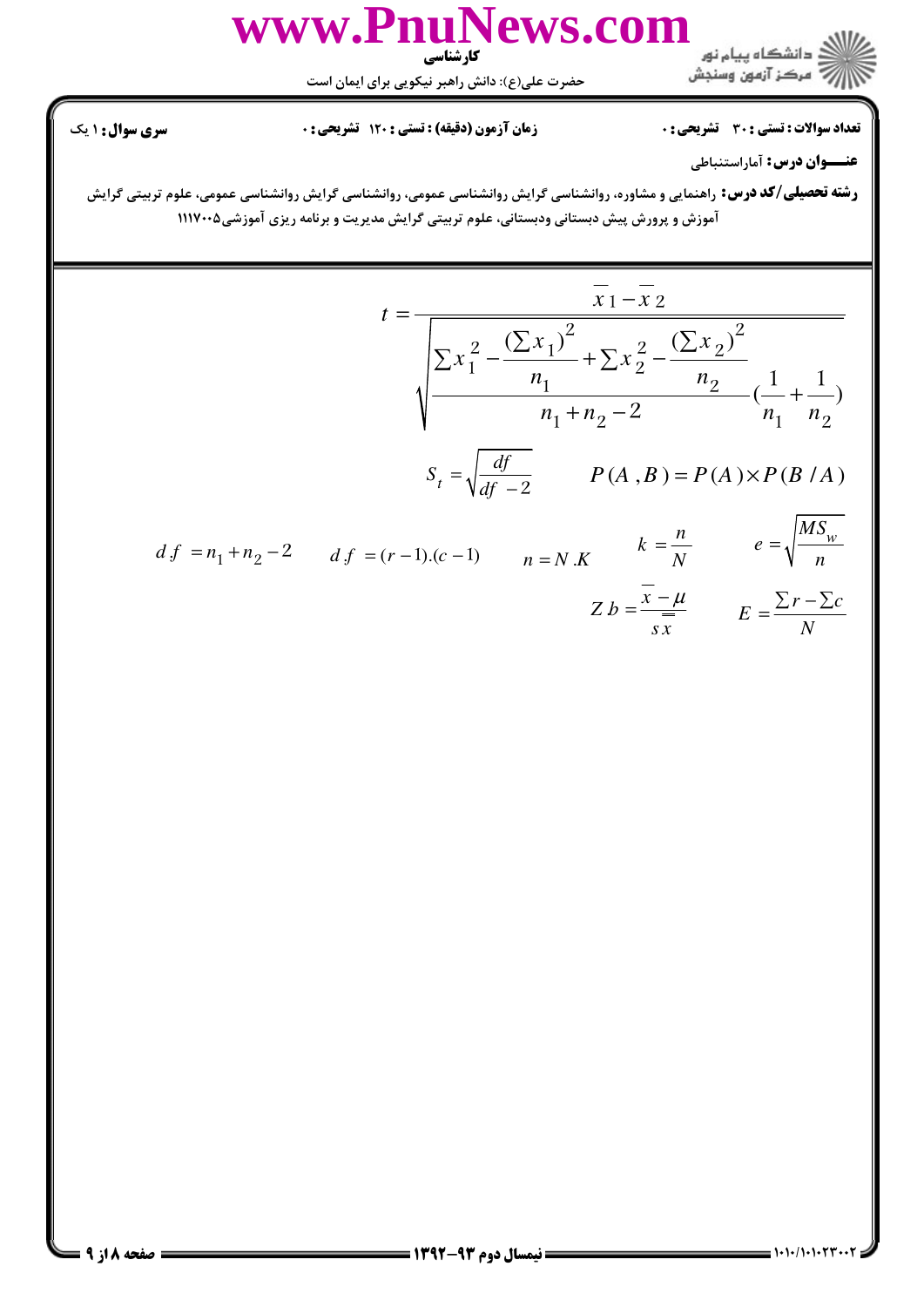**تعداد سوالات : تستی : ۳۰ تشریحی : ۰** | **زمان آزمون (دقیقه) : تستی : ۱۲۰ تشریحی : ۰** | **سری سوال : ۱ یک**

**عنـــوان درس:** آماراستنباطی

**رشته تحصیلی/کد درس:** راهنمایی و مشاوره، روانشناسی گرایش روانشناسی عمومی، روانشناسی گرایش روانشناسی عمومی، علوم تربیتی گرایش آموزش و پرورش پیش دبستانی ودبستانی، علوم تربیتی گرایش مدیریت و برنامه ریزی آموزشی۱۱۱۷۰۰۵

$$t = \frac{\bar{x}_1 - \bar{x}_2}{\sqrt{\dfrac{\sum x_1^2 - \dfrac{(\sum x_1)^2}{n_1} + \sum x_2^2 - \dfrac{(\sum x_2)^2}{n_2}}{n_1 + n_2 - 2}\left(\dfrac{1}{n_1} + \dfrac{1}{n_2}\right)}}$$

$$S_t = \sqrt{\frac{df}{df - 2}} \qquad P(A, B) = P(A) \times P(B / A)$$

$$df = n_1 + n_2 - 2 \qquad df = (r-1).(c-1) \qquad n = N.K \qquad k = \frac{n}{N} \qquad e = \sqrt{\frac{MS_w}{n}}$$

$$Zb = \frac{\bar{x} - \mu}{s\bar{\bar{x}}} \qquad E = \frac{\sum r - \sum c}{N}$$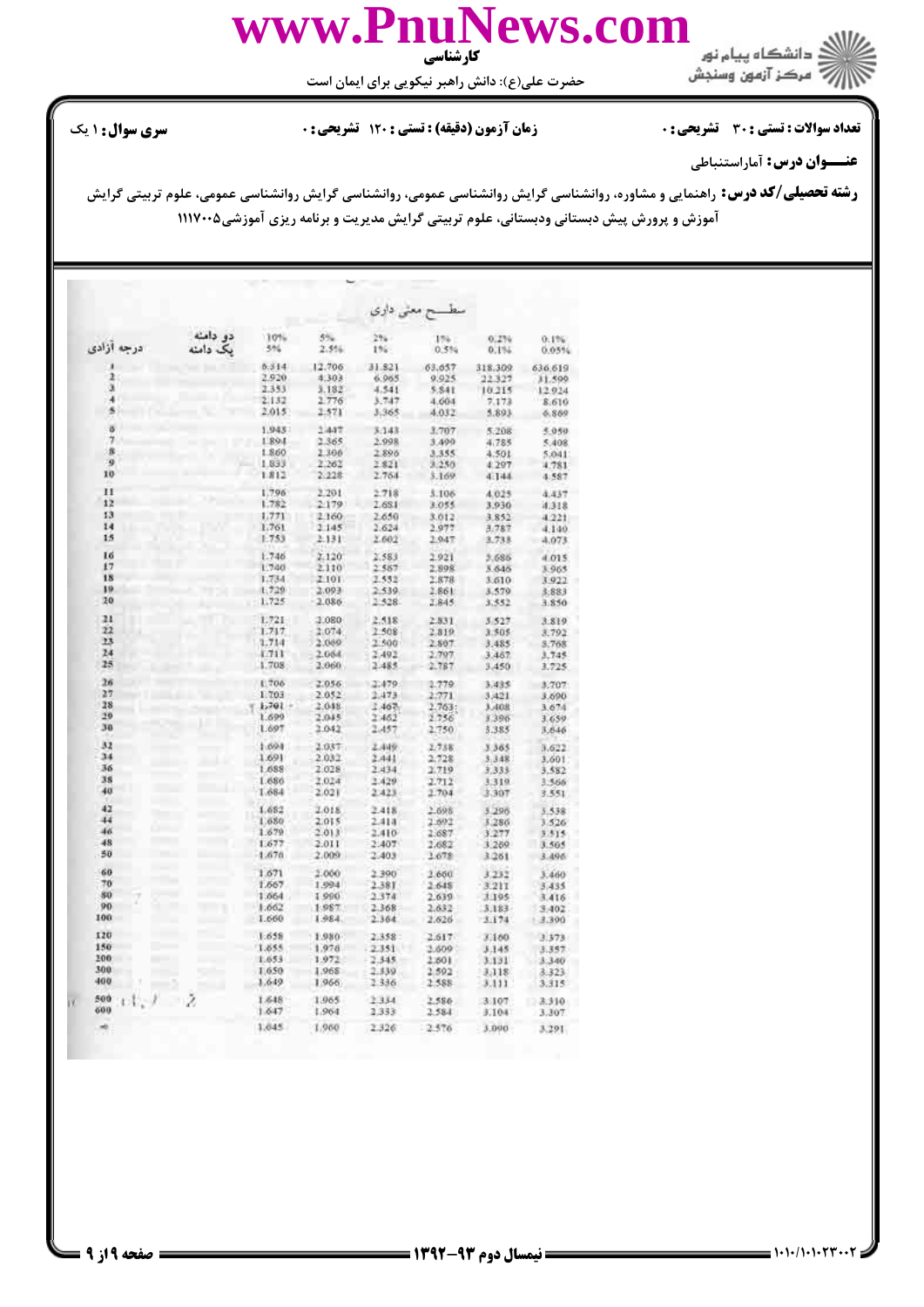**تعداد سوالات : تستی : ۳۰ تشریحی : ۰**

**زمان آزمون (دقیقه) : تستی : ۱۲۰ تشریحی : ۰**

**سری سوال : ۱ یک**

**عنـــوان درس:** آماراستنباطی

**رشته تحصیلی/کد درس:** راهنمایی و مشاوره، روانشناسی گرایش روانشناسی عمومی، روانشناسی گرایش روانشناسی عمومی، علوم تربیتی گرایش آموزش و پرورش پیش دبستانی ودبستانی، علوم تربیتی گرایش مدیریت و برنامه ریزی آموزشی۱۱۱۷۰۰۵

سطـــح معنی داری

| درجه آزادی | دو دامنه / یک دامنه | 10% / 5% | 5% / 2.5% | 2% / 1% | 1% / 0.5% | 0.2% / 0.1% | 0.1% / 0.05% |
|---|---|---|---|---|---|---|---|
| 1 | | 6.314 | 12.706 | 31.821 | 63.657 | 318.309 | 636.619 |
| 2 | | 2.920 | 4.303 | 6.965 | 9.925 | 22.327 | 31.599 |
| 3 | | 2.353 | 3.182 | 4.541 | 5.841 | 10.215 | 12.924 |
| 4 | | 2.132 | 2.776 | 3.747 | 4.604 | 7.173 | 8.610 |
| 5 | | 2.015 | 2.571 | 3.365 | 4.032 | 5.893 | 6.869 |
| 6 | | 1.943 | 2.447 | 3.143 | 3.707 | 5.208 | 5.959 |
| 7 | | 1.894 | 2.365 | 2.998 | 3.499 | 4.785 | 5.408 |
| 8 | | 1.860 | 2.306 | 2.896 | 3.355 | 4.501 | 5.041 |
| 9 | | 1.833 | 2.262 | 2.821 | 3.250 | 4.297 | 4.781 |
| 10 | | 1.812 | 2.228 | 2.764 | 3.169 | 4.144 | 4.587 |
| 11 | | 1.796 | 2.201 | 2.718 | 3.106 | 4.025 | 4.437 |
| 12 | | 1.782 | 2.179 | 2.681 | 3.055 | 3.930 | 4.318 |
| 13 | | 1.771 | 2.160 | 2.650 | 3.012 | 3.852 | 4.221 |
| 14 | | 1.761 | 2.145 | 2.624 | 2.977 | 3.787 | 4.140 |
| 15 | | 1.753 | 2.131 | 2.602 | 2.947 | 3.733 | 4.073 |
| 16 | | 1.746 | 2.120 | 2.583 | 2.921 | 3.686 | 4.015 |
| 17 | | 1.740 | 2.110 | 2.567 | 2.898 | 3.646 | 3.965 |
| 18 | | 1.734 | 2.101 | 2.552 | 2.878 | 3.610 | 3.922 |
| 19 | | 1.729 | 2.093 | 2.539 | 2.861 | 3.579 | 3.883 |
| 20 | | 1.725 | 2.086 | 2.528 | 2.845 | 3.552 | 3.850 |
| 21 | | 1.721 | 2.080 | 2.518 | 2.831 | 3.527 | 3.819 |
| 22 | | 1.717 | 2.074 | 2.508 | 2.819 | 3.505 | 3.792 |
| 23 | | 1.714 | 2.069 | 2.500 | 2.807 | 3.485 | 3.768 |
| 24 | | 1.711 | 2.064 | 2.492 | 2.797 | 3.467 | 3.745 |
| 25 | | 1.708 | 2.060 | 2.485 | 2.787 | 3.450 | 3.725 |
| 26 | | 1.706 | 2.056 | 2.479 | 2.779 | 3.435 | 3.707 |
| 27 | | 1.703 | 2.052 | 2.473 | 2.771 | 3.421 | 3.690 |
| 28 | | 1.701 | 2.048 | 2.467 | 2.763 | 3.408 | 3.674 |
| 29 | | 1.699 | 2.045 | 2.462 | 2.756 | 3.396 | 3.659 |
| 30 | | 1.697 | 2.042 | 2.457 | 2.750 | 3.385 | 3.646 |
| 32 | | 1.694 | 2.037 | 2.449 | 2.738 | 3.365 | 3.622 |
| 34 | | 1.691 | 2.032 | 2.441 | 2.728 | 3.348 | 3.601 |
| 36 | | 1.688 | 2.028 | 2.434 | 2.719 | 3.333 | 3.582 |
| 38 | | 1.686 | 2.024 | 2.429 | 2.712 | 3.319 | 3.566 |
| 40 | | 1.684 | 2.021 | 2.423 | 2.704 | 3.307 | 3.551 |
| 42 | | 1.682 | 2.018 | 2.418 | 2.698 | 3.296 | 3.538 |
| 44 | | 1.680 | 2.015 | 2.414 | 2.692 | 3.286 | 3.526 |
| 46 | | 1.679 | 2.013 | 2.410 | 2.687 | 3.277 | 3.515 |
| 48 | | 1.677 | 2.011 | 2.407 | 2.682 | 3.269 | 3.505 |
| 50 | | 1.676 | 2.009 | 2.403 | 2.678 | 3.261 | 3.496 |
| 60 | | 1.671 | 2.000 | 2.390 | 2.660 | 3.232 | 3.460 |
| 70 | | 1.667 | 1.994 | 2.381 | 2.648 | 3.211 | 3.435 |
| 80 | | 1.664 | 1.990 | 2.374 | 2.639 | 3.195 | 3.416 |
| 90 | | 1.662 | 1.987 | 2.368 | 2.632 | 3.183 | 3.402 |
| 100 | | 1.660 | 1.984 | 2.364 | 2.626 | 3.174 | 3.390 |
| 120 | | 1.658 | 1.980 | 2.358 | 2.617 | 3.160 | 3.373 |
| 150 | | 1.655 | 1.976 | 2.351 | 2.609 | 3.145 | 3.357 |
| 200 | | 1.653 | 1.972 | 2.345 | 2.601 | 3.131 | 3.340 |
| 300 | | 1.650 | 1.968 | 2.339 | 2.592 | 3.118 | 3.323 |
| 400 | | 1.649 | 1.966 | 2.336 | 2.588 | 3.111 | 3.315 |
| 500 | | 1.648 | 1.965 | 2.334 | 2.586 | 3.107 | 3.310 |
| 600 | | 1.647 | 1.964 | 2.333 | 2.584 | 3.104 | 3.307 |
| ∞ | | 1.645 | 1.960 | 2.326 | 2.576 | 3.090 | 3.291 |